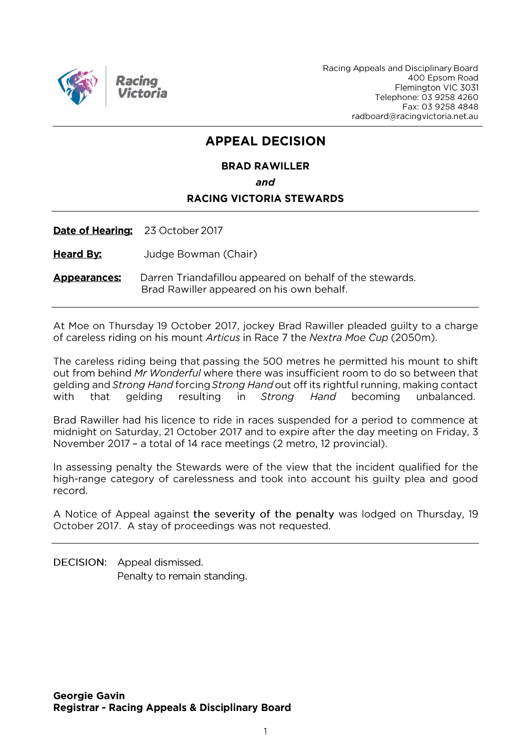Racing Appeals and Disciplinary Board
400 Epsom Road
Flemington VIC 3031
Telephone: 03 9258 4260
Fax: 03 9258 4848
radboard@racingvictoria.net.au

# APPEAL DECISION

**BRAD RAWILLER**

***and***

**RACING VICTORIA STEWARDS**

---

**Date of Hearing:** 23 October 2017

**Heard By:** Judge Bowman (Chair)

**Appearances:** Darren Triandafillou appeared on behalf of the stewards.
Brad Rawiller appeared on his own behalf.

---

At Moe on Thursday 19 October 2017, jockey Brad Rawiller pleaded guilty to a charge of careless riding on his mount *Articus* in Race 7 the *Nextra Moe Cup* (2050m).

The careless riding being that passing the 500 metres he permitted his mount to shift out from behind *Mr Wonderful* where there was insufficient room to do so between that gelding and *Strong Hand* forcing *Strong Hand* out off its rightful running, making contact with that gelding resulting in *Strong Hand* becoming unbalanced.

Brad Rawiller had his licence to ride in races suspended for a period to commence at midnight on Saturday, 21 October 2017 and to expire after the day meeting on Friday, 3 November 2017 – a total of 14 race meetings (2 metro, 12 provincial).

In assessing penalty the Stewards were of the view that the incident qualified for the high-range category of carelessness and took into account his guilty plea and good record.

A Notice of Appeal against the severity of the penalty was lodged on Thursday, 19 October 2017. A stay of proceedings was not requested.

---

DECISION: Appeal dismissed.
Penalty to remain standing.

**Georgie Gavin**
**Registrar - Racing Appeals & Disciplinary Board**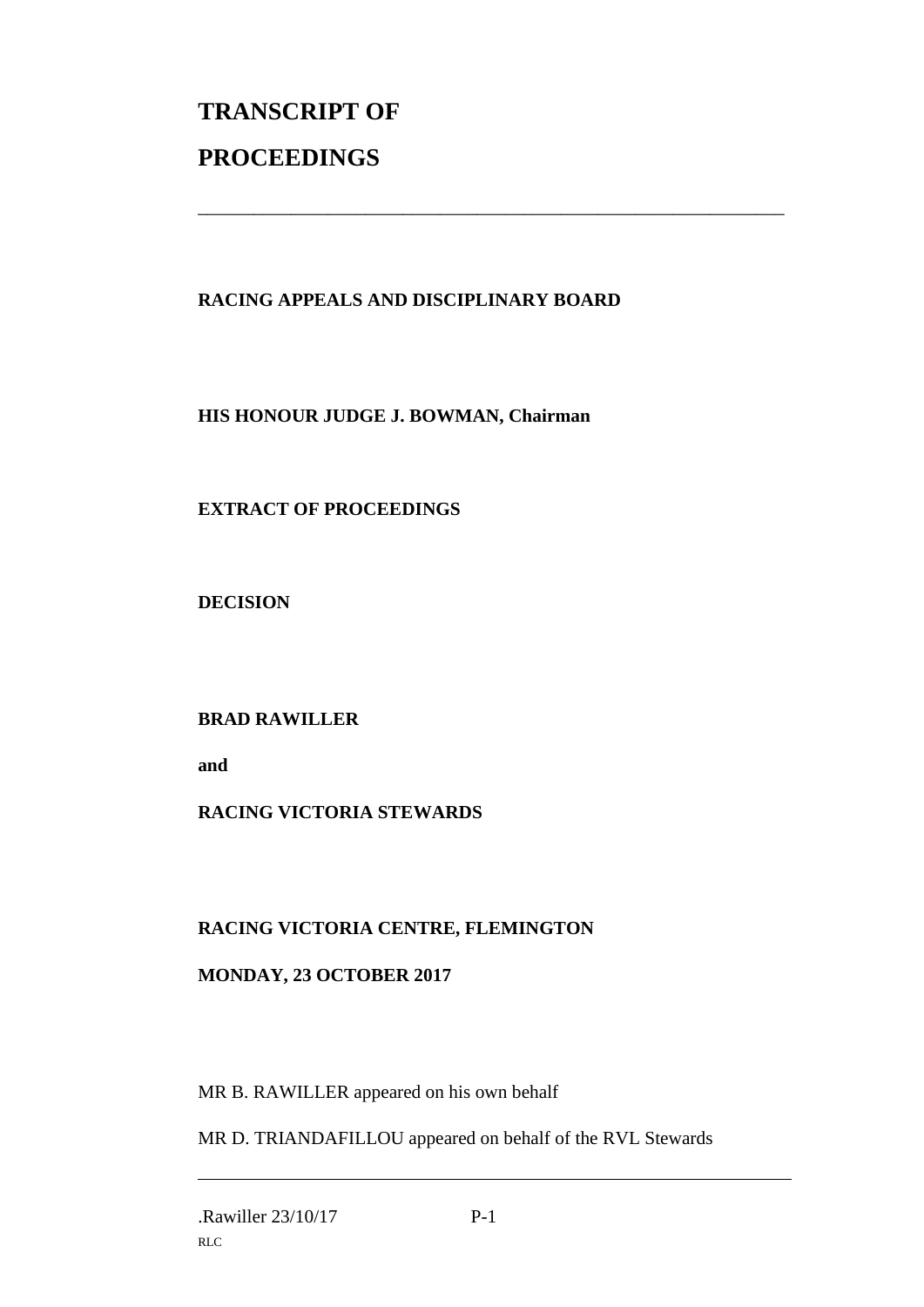# TRANSCRIPT OF PROCEEDINGS

---

**RACING APPEALS AND DISCIPLINARY BOARD**

**HIS HONOUR JUDGE J. BOWMAN, Chairman**

**EXTRACT OF PROCEEDINGS**

**DECISION**

**BRAD RAWILLER**

**and**

**RACING VICTORIA STEWARDS**

**RACING VICTORIA CENTRE, FLEMINGTON**

**MONDAY, 23 OCTOBER 2017**

MR B. RAWILLER appeared on his own behalf

MR D. TRIANDAFILLOU appeared on behalf of the RVL Stewards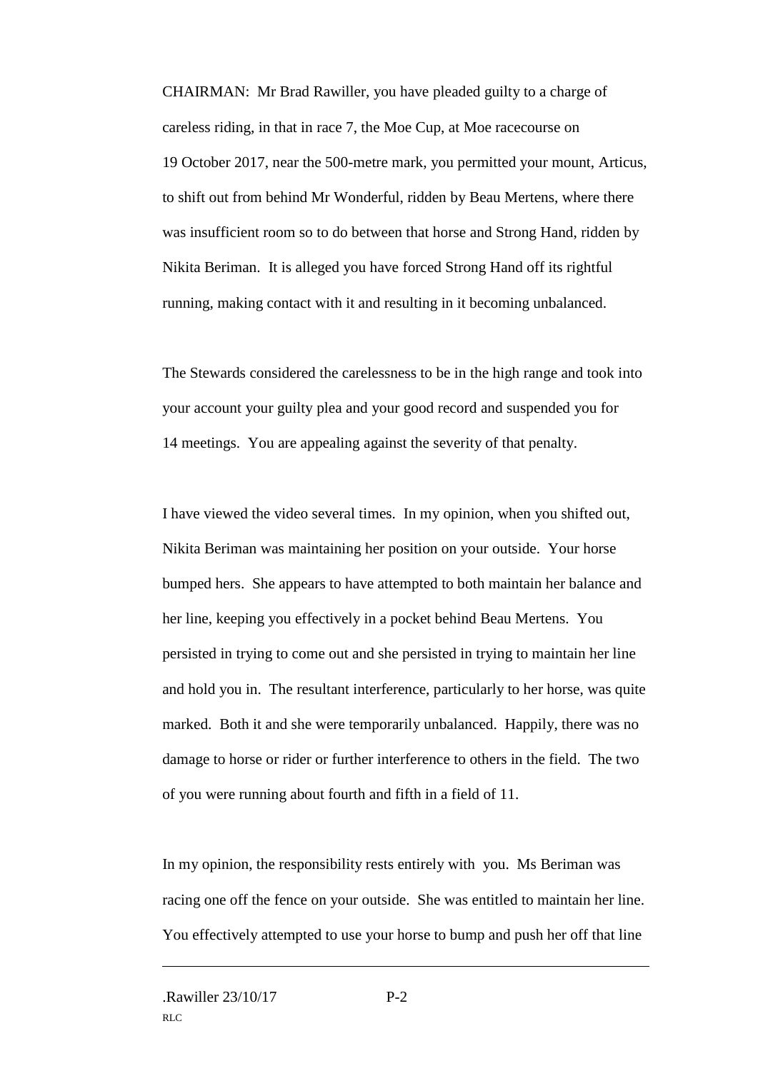CHAIRMAN: Mr Brad Rawiller, you have pleaded guilty to a charge of careless riding, in that in race 7, the Moe Cup, at Moe racecourse on 19 October 2017, near the 500-metre mark, you permitted your mount, Articus, to shift out from behind Mr Wonderful, ridden by Beau Mertens, where there was insufficient room so to do between that horse and Strong Hand, ridden by Nikita Beriman. It is alleged you have forced Strong Hand off its rightful running, making contact with it and resulting in it becoming unbalanced.

The Stewards considered the carelessness to be in the high range and took into your account your guilty plea and your good record and suspended you for 14 meetings. You are appealing against the severity of that penalty.

I have viewed the video several times. In my opinion, when you shifted out, Nikita Beriman was maintaining her position on your outside. Your horse bumped hers. She appears to have attempted to both maintain her balance and her line, keeping you effectively in a pocket behind Beau Mertens. You persisted in trying to come out and she persisted in trying to maintain her line and hold you in. The resultant interference, particularly to her horse, was quite marked. Both it and she were temporarily unbalanced. Happily, there was no damage to horse or rider or further interference to others in the field. The two of you were running about fourth and fifth in a field of 11.

In my opinion, the responsibility rests entirely with you. Ms Beriman was racing one off the fence on your outside. She was entitled to maintain her line. You effectively attempted to use your horse to bump and push her off that line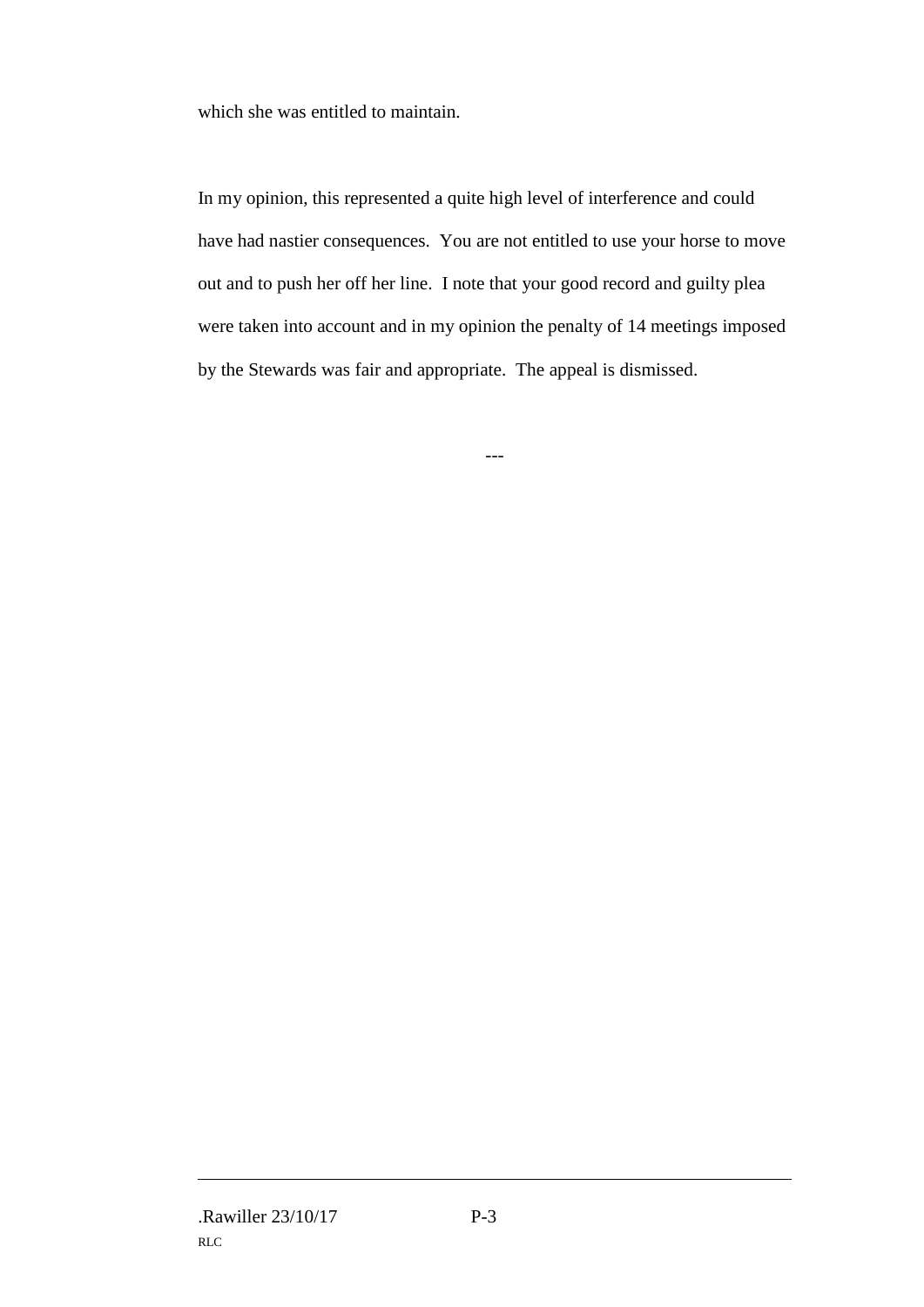which she was entitled to maintain.

In my opinion, this represented a quite high level of interference and could have had nastier consequences. You are not entitled to use your horse to move out and to push her off her line. I note that your good record and guilty plea were taken into account and in my opinion the penalty of 14 meetings imposed by the Stewards was fair and appropriate. The appeal is dismissed.

---